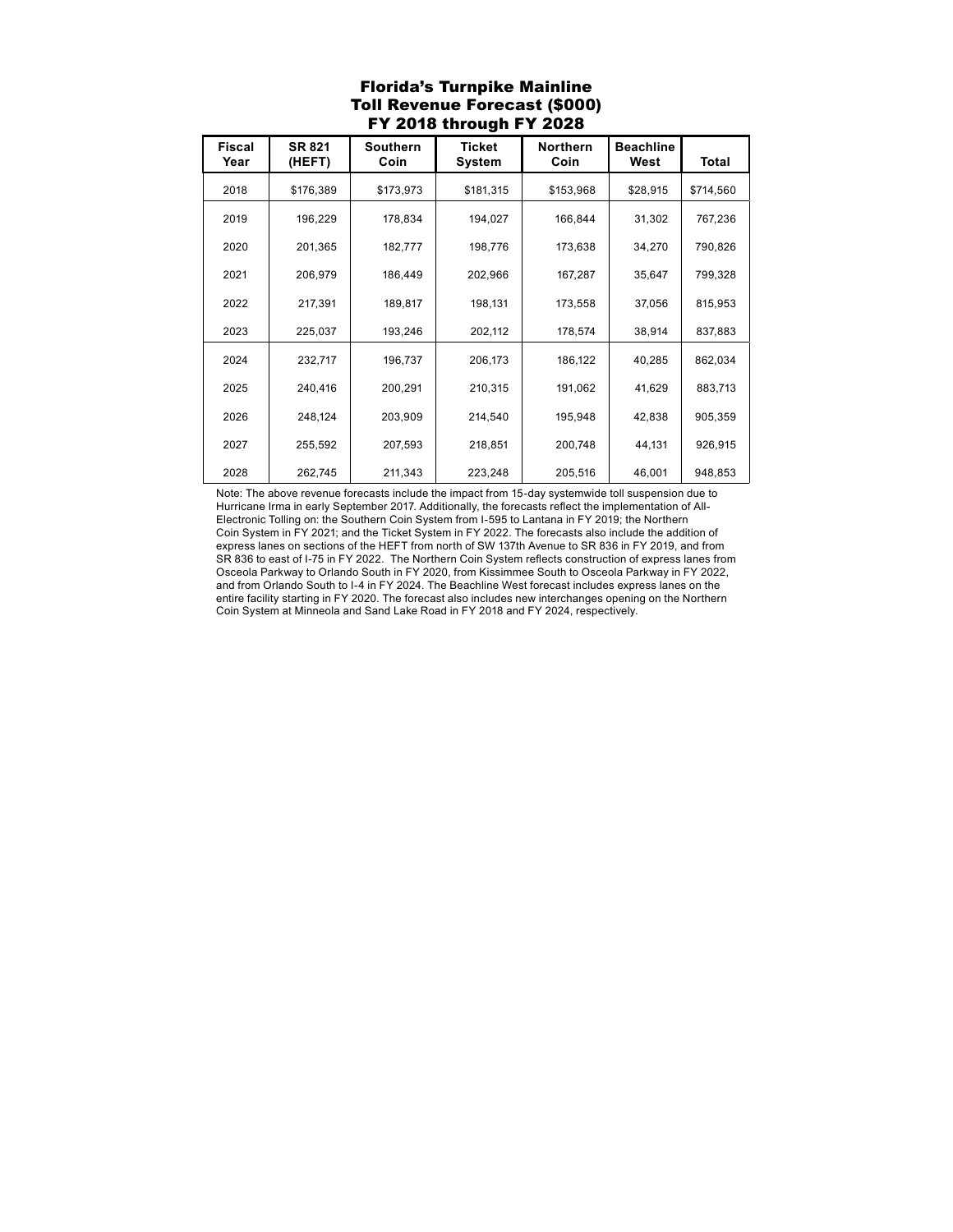# Florida's Turnpike Mainline Toll Revenue Forecast ($000) FY 2018 through FY 2028

| Fiscal Year | SR 821 (HEFT) | Southern Coin | Ticket System | Northern Coin | Beachline West | Total |
|---|---|---|---|---|---|---|
| 2018 | $176,389 | $173,973 | $181,315 | $153,968 | $28,915 | $714,560 |
| 2019 | 196,229 | 178,834 | 194,027 | 166,844 | 31,302 | 767,236 |
| 2020 | 201,365 | 182,777 | 198,776 | 173,638 | 34,270 | 790,826 |
| 2021 | 206,979 | 186,449 | 202,966 | 167,287 | 35,647 | 799,328 |
| 2022 | 217,391 | 189,817 | 198,131 | 173,558 | 37,056 | 815,953 |
| 2023 | 225,037 | 193,246 | 202,112 | 178,574 | 38,914 | 837,883 |
| 2024 | 232,717 | 196,737 | 206,173 | 186,122 | 40,285 | 862,034 |
| 2025 | 240,416 | 200,291 | 210,315 | 191,062 | 41,629 | 883,713 |
| 2026 | 248,124 | 203,909 | 214,540 | 195,948 | 42,838 | 905,359 |
| 2027 | 255,592 | 207,593 | 218,851 | 200,748 | 44,131 | 926,915 |
| 2028 | 262,745 | 211,343 | 223,248 | 205,516 | 46,001 | 948,853 |

Note: The above revenue forecasts include the impact from 15-day systemwide toll suspension due to Hurricane Irma in early September 2017. Additionally, the forecasts reflect the implementation of All-Electronic Tolling on: the Southern Coin System from I-595 to Lantana in FY 2019; the Northern Coin System in FY 2021; and the Ticket System in FY 2022. The forecasts also include the addition of express lanes on sections of the HEFT from north of SW 137th Avenue to SR 836 in FY 2019, and from SR 836 to east of I-75 in FY 2022. The Northern Coin System reflects construction of express lanes from Osceola Parkway to Orlando South in FY 2020, from Kissimmee South to Osceola Parkway in FY 2022, and from Orlando South to I-4 in FY 2024. The Beachline West forecast includes express lanes on the entire facility starting in FY 2020. The forecast also includes new interchanges opening on the Northern Coin System at Minneola and Sand Lake Road in FY 2018 and FY 2024, respectively.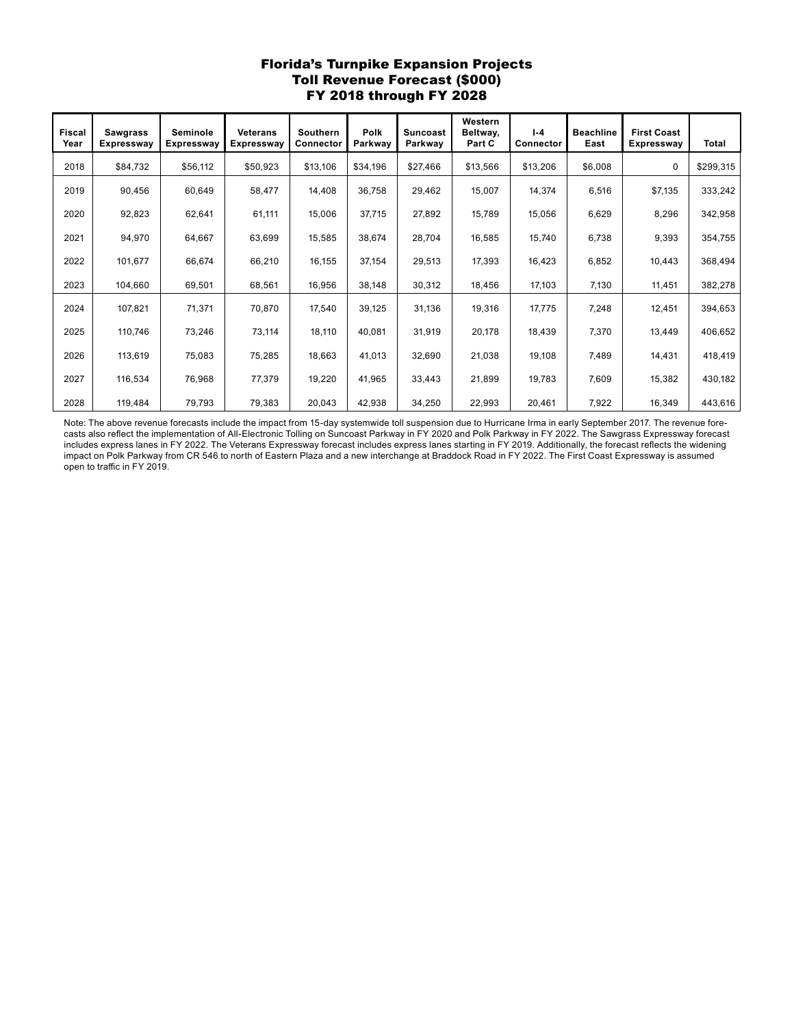# Florida's Turnpike Expansion Projects
## Toll Revenue Forecast ($000)
## FY 2018 through FY 2028

| Fiscal Year | Sawgrass Expressway | Seminole Expressway | Veterans Expressway | Southern Connector | Polk Parkway | Suncoast Parkway | Western Beltway, Part C | I-4 Connector | Beachline East | First Coast Expressway | Total |
|---|---|---|---|---|---|---|---|---|---|---|---|
| 2018 | $84,732 | $56,112 | $50,923 | $13,106 | $34,196 | $27,466 | $13,566 | $13,206 | $6,008 | 0 | $299,315 |
| 2019 | 90,456 | 60,649 | 58,477 | 14,408 | 36,758 | 29,462 | 15,007 | 14,374 | 6,516 | $7,135 | 333,242 |
| 2020 | 92,823 | 62,641 | 61,111 | 15,006 | 37,715 | 27,892 | 15,789 | 15,056 | 6,629 | 8,296 | 342,958 |
| 2021 | 94,970 | 64,667 | 63,699 | 15,585 | 38,674 | 28,704 | 16,585 | 15,740 | 6,738 | 9,393 | 354,755 |
| 2022 | 101,677 | 66,674 | 66,210 | 16,155 | 37,154 | 29,513 | 17,393 | 16,423 | 6,852 | 10,443 | 368,494 |
| 2023 | 104,660 | 69,501 | 68,561 | 16,956 | 38,148 | 30,312 | 18,456 | 17,103 | 7,130 | 11,451 | 382,278 |
| 2024 | 107,821 | 71,371 | 70,870 | 17,540 | 39,125 | 31,136 | 19,316 | 17,775 | 7,248 | 12,451 | 394,653 |
| 2025 | 110,746 | 73,246 | 73,114 | 18,110 | 40,081 | 31,919 | 20,178 | 18,439 | 7,370 | 13,449 | 406,652 |
| 2026 | 113,619 | 75,083 | 75,285 | 18,663 | 41,013 | 32,690 | 21,038 | 19,108 | 7,489 | 14,431 | 418,419 |
| 2027 | 116,534 | 76,968 | 77,379 | 19,220 | 41,965 | 33,443 | 21,899 | 19,783 | 7,609 | 15,382 | 430,182 |
| 2028 | 119,484 | 79,793 | 79,383 | 20,043 | 42,938 | 34,250 | 22,993 | 20,461 | 7,922 | 16,349 | 443,616 |

Note: The above revenue forecasts include the impact from 15-day systemwide toll suspension due to Hurricane Irma in early September 2017. The revenue forecasts also reflect the implementation of All-Electronic Tolling on Suncoast Parkway in FY 2020 and Polk Parkway in FY 2022. The Sawgrass Expressway forecast includes express lanes in FY 2022. The Veterans Expressway forecast includes express lanes starting in FY 2019. Additionally, the forecast reflects the widening impact on Polk Parkway from CR 546 to north of Eastern Plaza and a new interchange at Braddock Road in FY 2022. The First Coast Expressway is assumed open to traffic in FY 2019.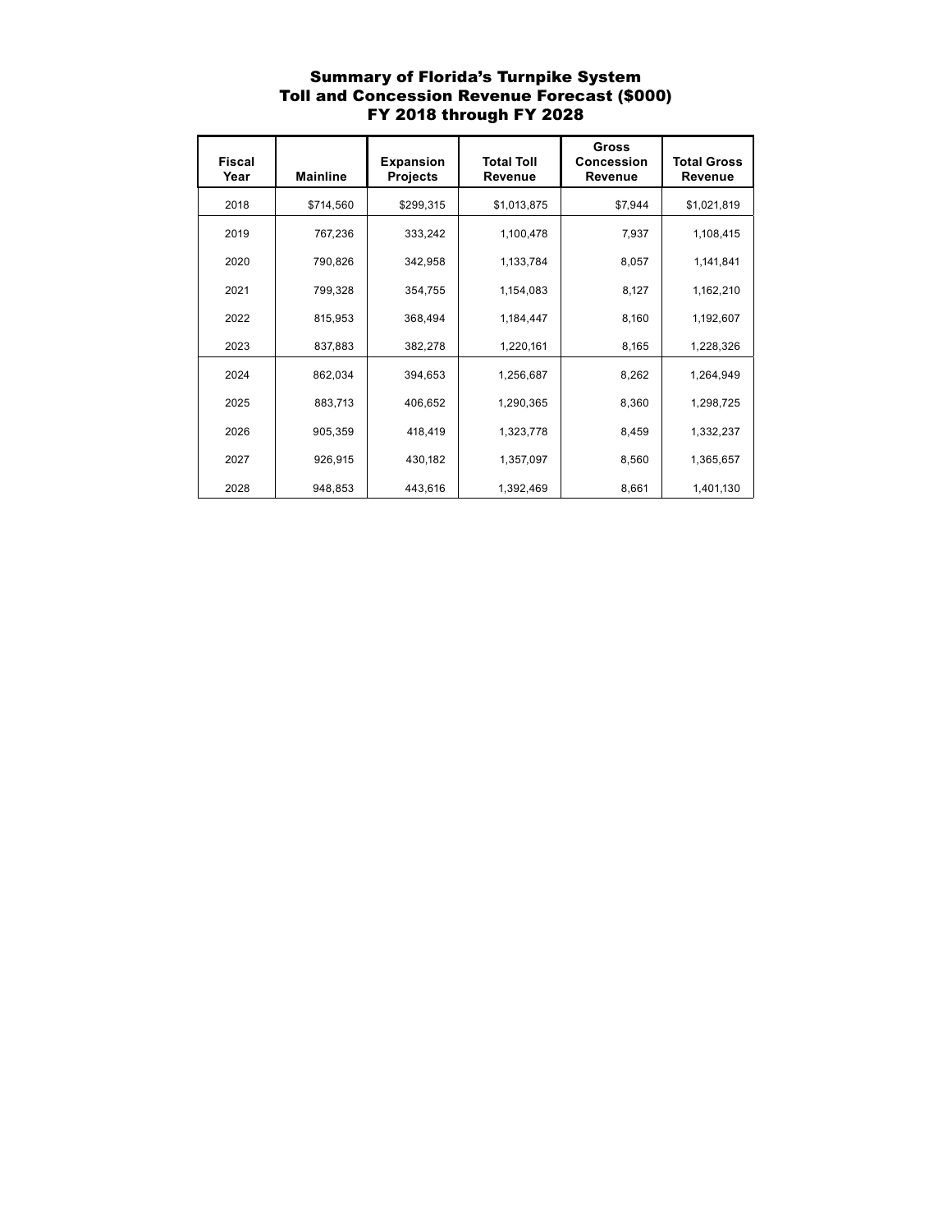## Summary of Florida's Turnpike System
## Toll and Concession Revenue Forecast ($000)
## FY 2018 through FY 2028

| Fiscal Year | Mainline | Expansion Projects | Total Toll Revenue | Gross Concession Revenue | Total Gross Revenue |
|---|---|---|---|---|---|
| 2018 | $714,560 | $299,315 | $1,013,875 | $7,944 | $1,021,819 |
| 2019 | 767,236 | 333,242 | 1,100,478 | 7,937 | 1,108,415 |
| 2020 | 790,826 | 342,958 | 1,133,784 | 8,057 | 1,141,841 |
| 2021 | 799,328 | 354,755 | 1,154,083 | 8,127 | 1,162,210 |
| 2022 | 815,953 | 368,494 | 1,184,447 | 8,160 | 1,192,607 |
| 2023 | 837,883 | 382,278 | 1,220,161 | 8,165 | 1,228,326 |
| 2024 | 862,034 | 394,653 | 1,256,687 | 8,262 | 1,264,949 |
| 2025 | 883,713 | 406,652 | 1,290,365 | 8,360 | 1,298,725 |
| 2026 | 905,359 | 418,419 | 1,323,778 | 8,459 | 1,332,237 |
| 2027 | 926,915 | 430,182 | 1,357,097 | 8,560 | 1,365,657 |
| 2028 | 948,853 | 443,616 | 1,392,469 | 8,661 | 1,401,130 |